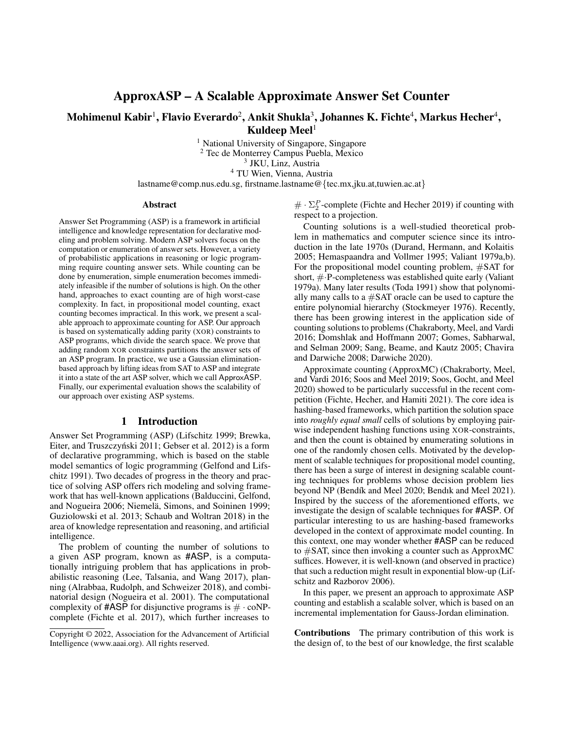# ApproxASP – A Scalable Approximate Answer Set Counter

**Mohimenul Kabir[1], Flavio Everardo[2], Ankit Shukla[3], Johannes K. Fichte[4], Markus Hecher[4], Kuldeep Meel[1]**

[1] National University of Singapore, Singapore
[2] Tec de Monterrey Campus Puebla, Mexico
[3] JKU, Linz, Austria
[4] TU Wien, Vienna, Austria
lastname@comp.nus.edu.sg, firstname.lastname@{tec.mx,jku.at,tuwien.ac.at}

## Abstract

Answer Set Programming (ASP) is a framework in artificial intelligence and knowledge representation for declarative modeling and problem solving. Modern ASP solvers focus on the computation or enumeration of answer sets. However, a variety of probabilistic applications in reasoning or logic programming require counting answer sets. While counting can be done by enumeration, simple enumeration becomes immediately infeasible if the number of solutions is high. On the other hand, approaches to exact counting are of high worst-case complexity. In fact, in propositional model counting, exact counting becomes impractical. In this work, we present a scalable approach to approximate counting for ASP. Our approach is based on systematically adding parity (XOR) constraints to ASP programs, which divide the search space. We prove that adding random XOR constraints partitions the answer sets of an ASP program. In practice, we use a Gaussian elimination-based approach by lifting ideas from SAT to ASP and integrate it into a state of the art ASP solver, which we call ApproxASP. Finally, our experimental evaluation shows the scalability of our approach over existing ASP systems.

## 1 Introduction

Answer Set Programming (ASP) (Lifschitz 1999; Brewka, Eiter, and Truszczyński 2011; Gebser et al. 2012) is a form of declarative programming, which is based on the stable model semantics of logic programming (Gelfond and Lifschitz 1991). Two decades of progress in the theory and practice of solving ASP offers rich modeling and solving framework that has well-known applications (Balduccini, Gelfond, and Nogueira 2006; Niemelä, Simons, and Soininen 1999; Guziolowski et al. 2013; Schaub and Woltran 2018) in the area of knowledge representation and reasoning, and artificial intelligence.

The problem of counting the number of solutions to a given ASP program, known as #ASP, is a computationally intriguing problem that has applications in probabilistic reasoning (Lee, Talsania, and Wang 2017), planning (Alrabbaa, Rudolph, and Schweizer 2018), and combinatorial design (Nogueira et al. 2001). The computational complexity of #ASP for disjunctive programs is $\# \cdot \text{coNP}$-complete (Fichte et al. 2017), which further increases to $\# \cdot \Sigma_2^P$-complete (Fichte and Hecher 2019) if counting with respect to a projection.

Counting solutions is a well-studied theoretical problem in mathematics and computer science since its introduction in the late 1970s (Durand, Hermann, and Kolaitis 2005; Hemaspaandra and Vollmer 1995; Valiant 1979a,b). For the propositional model counting problem, #SAT for short, $\#\cdot$P-completeness was established quite early (Valiant 1979a). Many later results (Toda 1991) show that polynomially many calls to a #SAT oracle can be used to capture the entire polynomial hierarchy (Stockmeyer 1976). Recently, there has been growing interest in the application side of counting solutions to problems (Chakraborty, Meel, and Vardi 2016; Domshlak and Hoffmann 2007; Gomes, Sabharwal, and Selman 2009; Sang, Beame, and Kautz 2005; Chavira and Darwiche 2008; Darwiche 2020).

Approximate counting (ApproxMC) (Chakraborty, Meel, and Vardi 2016; Soos and Meel 2019; Soos, Gocht, and Meel 2020) showed to be particularly successful in the recent competition (Fichte, Hecher, and Hamiti 2021). The core idea is hashing-based frameworks, which partition the solution space into *roughly equal small* cells of solutions by employing pairwise independent hashing functions using XOR-constraints, and then the count is obtained by enumerating solutions in one of the randomly chosen cells. Motivated by the development of scalable techniques for propositional model counting, there has been a surge of interest in designing scalable counting techniques for problems whose decision problem lies beyond NP (Bendík and Meel 2020; Bendık and Meel 2021). Inspired by the success of the aforementioned efforts, we investigate the design of scalable techniques for #ASP. Of particular interesting to us are hashing-based frameworks developed in the context of approximate model counting. In this context, one may wonder whether #ASP can be reduced to #SAT, since then invoking a counter such as ApproxMC suffices. However, it is well-known (and observed in practice) that such a reduction might result in exponential blow-up (Lifschitz and Razborov 2006).

In this paper, we present an approach to approximate ASP counting and establish a scalable solver, which is based on an incremental implementation for Gauss-Jordan elimination.

**Contributions** The primary contribution of this work is the design of, to the best of our knowledge, the first scalable

Copyright © 2022, Association for the Advancement of Artificial Intelligence (www.aaai.org). All rights reserved.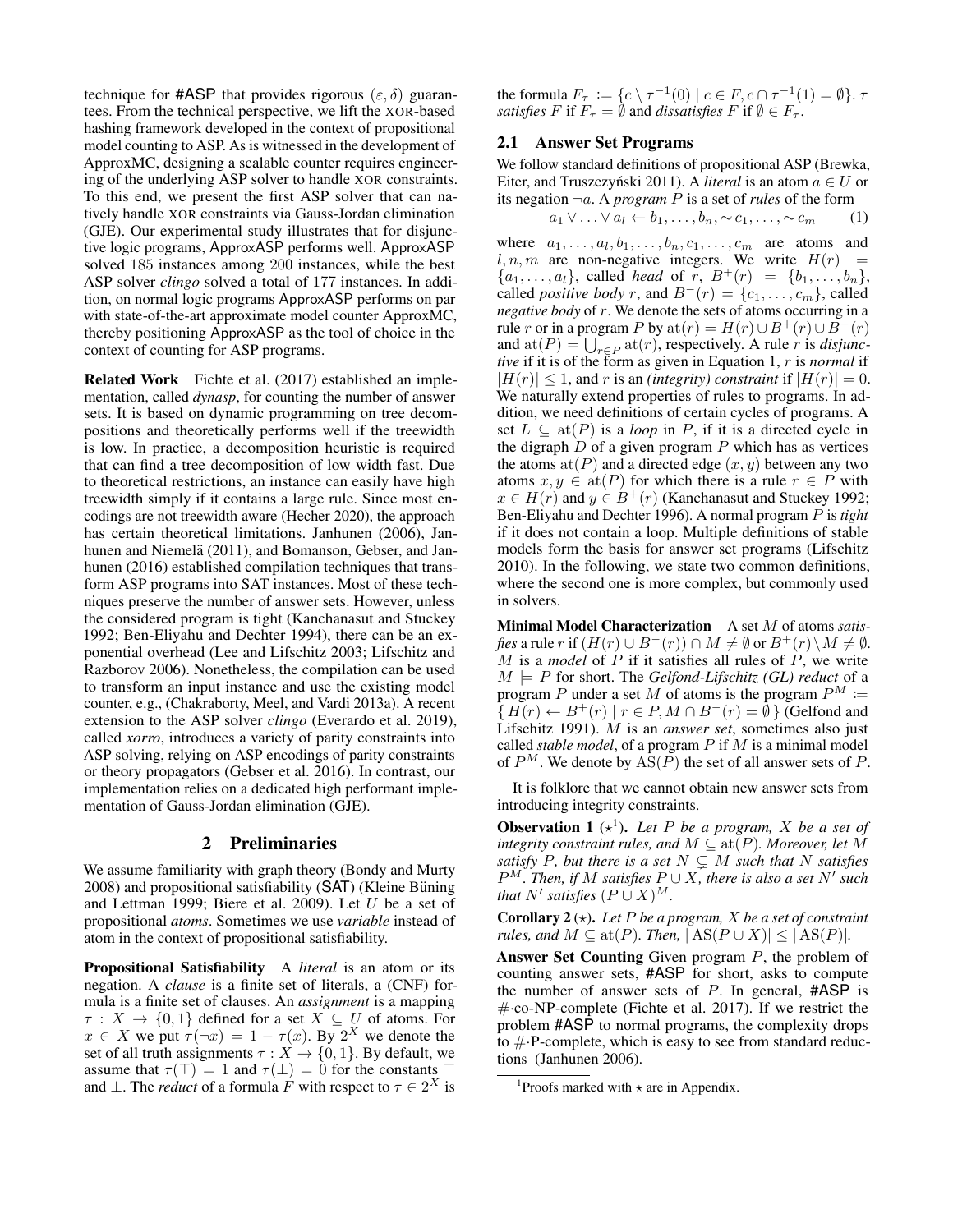technique for #ASP that provides rigorous $(\varepsilon, \delta)$ guarantees. From the technical perspective, we lift the XOR-based hashing framework developed in the context of propositional model counting to ASP. As is witnessed in the development of ApproxMC, designing a scalable counter requires engineering of the underlying ASP solver to handle XOR constraints. To this end, we present the first ASP solver that can natively handle XOR constraints via Gauss-Jordan elimination (GJE). Our experimental study illustrates that for disjunctive logic programs, ApproxASP performs well. ApproxASP solved 185 instances among 200 instances, while the best ASP solver *clingo* solved a total of 177 instances. In addition, on normal logic programs ApproxASP performs on par with state-of-the-art approximate model counter ApproxMC, thereby positioning ApproxASP as the tool of choice in the context of counting for ASP programs.

**Related Work** Fichte et al. (2017) established an implementation, called *dynasp*, for counting the number of answer sets. It is based on dynamic programming on tree decompositions and theoretically performs well if the treewidth is low. In practice, a decomposition heuristic is required that can find a tree decomposition of low width fast. Due to theoretical restrictions, an instance can easily have high treewidth simply if it contains a large rule. Since most encodings are not treewidth aware (Hecher 2020), the approach has certain theoretical limitations. Janhunen (2006), Janhunen and Niemelä (2011), and Bomanson, Gebser, and Janhunen (2016) established compilation techniques that transform ASP programs into SAT instances. Most of these techniques preserve the number of answer sets. However, unless the considered program is tight (Kanchanasut and Stuckey 1992; Ben-Eliyahu and Dechter 1994), there can be an exponential overhead (Lee and Lifschitz 2003; Lifschitz and Razborov 2006). Nonetheless, the compilation can be used to transform an input instance and use the existing model counter, e.g., (Chakraborty, Meel, and Vardi 2013a). A recent extension to the ASP solver *clingo* (Everardo et al. 2019), called *xorro*, introduces a variety of parity constraints into ASP solving, relying on ASP encodings of parity constraints or theory propagators (Gebser et al. 2016). In contrast, our implementation relies on a dedicated high performant implementation of Gauss-Jordan elimination (GJE).

## 2 Preliminaries

We assume familiarity with graph theory (Bondy and Murty 2008) and propositional satisfiability (SAT) (Kleine Büning and Lettman 1999; Biere et al. 2009). Let $U$ be a set of propositional *atoms*. Sometimes we use *variable* instead of atom in the context of propositional satisfiability.

**Propositional Satisfiability** A *literal* is an atom or its negation. A *clause* is a finite set of literals, a (CNF) formula is a finite set of clauses. An *assignment* is a mapping $\tau : X \to \{0, 1\}$ defined for a set $X \subseteq U$ of atoms. For $x \in X$ we put $\tau(\neg x) = 1 - \tau(x)$. By $2^X$ we denote the set of all truth assignments $\tau : X \to \{0, 1\}$. By default, we assume that $\tau(\top) = 1$ and $\tau(\bot) = 0$ for the constants $\top$ and $\bot$. The *reduct* of a formula $F$ with respect to $\tau \in 2^X$ is the formula $F_\tau := \{c \setminus \tau^{-1}(0) \mid c \in F, c \cap \tau^{-1}(1) = \emptyset\}$. $\tau$ *satisfies* $F$ if $F_\tau = \emptyset$ and *dissatisfies* $F$ if $\emptyset \in F_\tau$.

### 2.1 Answer Set Programs

We follow standard definitions of propositional ASP (Brewka, Eiter, and Truszczyński 2011). A *literal* is an atom $a \in U$ or its negation $\neg a$. A *program* $P$ is a set of *rules* of the form

$$a_1 \vee \ldots \vee a_l \leftarrow b_1, \ldots, b_n, \sim c_1, \ldots, \sim c_m \qquad (1)$$

where $a_1, \ldots, a_l, b_1, \ldots, b_n, c_1, \ldots, c_m$ are atoms and $l, n, m$ are non-negative integers. We write $H(r) = \{a_1, \ldots, a_l\}$, called *head* of $r$, $B^+(r) = \{b_1, \ldots, b_n\}$, called *positive body* $r$, and $B^-(r) = \{c_1, \ldots, c_m\}$, called *negative body* of $r$. We denote the sets of atoms occurring in a rule $r$ or in a program $P$ by $\mathrm{at}(r) = H(r) \cup B^+(r) \cup B^-(r)$ and $\mathrm{at}(P) = \bigcup_{r \in P} \mathrm{at}(r)$, respectively. A rule $r$ is *disjunctive* if it is of the form as given in Equation 1, $r$ is *normal* if $|H(r)| \leq 1$, and $r$ is an *(integrity) constraint* if $|H(r)| = 0$. We naturally extend properties of rules to programs. In addition, we need definitions of certain cycles of programs. A set $L \subseteq \mathrm{at}(P)$ is a *loop* in $P$, if it is a directed cycle in the digraph $D$ of a given program $P$ which has as vertices the atoms $\mathrm{at}(P)$ and a directed edge $(x, y)$ between any two atoms $x, y \in \mathrm{at}(P)$ for which there is a rule $r \in P$ with $x \in H(r)$ and $y \in B^+(r)$ (Kanchanasut and Stuckey 1992; Ben-Eliyahu and Dechter 1996). A normal program $P$ is *tight* if it does not contain a loop. Multiple definitions of stable models form the basis for answer set programs (Lifschitz 2010). In the following, we state two common definitions, where the second one is more complex, but commonly used in solvers.

**Minimal Model Characterization** A set $M$ of atoms *satisfies* a rule $r$ if $(H(r) \cup B^-(r)) \cap M \neq \emptyset$ or $B^+(r) \setminus M \neq \emptyset$. $M$ is a *model* of $P$ if it satisfies all rules of $P$, we write $M \models P$ for short. The *Gelfond-Lifschitz (GL) reduct* of a program $P$ under a set $M$ of atoms is the program $P^M := \{ H(r) \leftarrow B^+(r) \mid r \in P, M \cap B^-(r) = \emptyset \}$ (Gelfond and Lifschitz 1991). $M$ is an *answer set*, sometimes also just called *stable model*, of a program $P$ if $M$ is a minimal model of $P^M$. We denote by $\mathrm{AS}(P)$ the set of all answer sets of $P$.

It is folklore that we cannot obtain new answer sets from introducing integrity constraints.

**Observation 1** ($\star$[1])**.** *Let $P$ be a program, $X$ be a set of integrity constraint rules, and $M \subseteq \mathrm{at}(P)$. Moreover, let $M$ satisfy $P$, but there is a set $N \subsetneq M$ such that $N$ satisfies $P^M$. Then, if $M$ satisfies $P \cup X$, there is also a set $N'$ such that $N'$ satisfies $(P \cup X)^M$.*

**Corollary 2** ($\star$)**.** *Let $P$ be a program, $X$ be a set of constraint rules, and $M \subseteq \mathrm{at}(P)$. Then, $|\mathrm{AS}(P \cup X)| \leq |\mathrm{AS}(P)|$.*

**Answer Set Counting** Given program $P$, the problem of counting answer sets, #ASP for short, asks to compute the number of answer sets of $P$. In general, #ASP is $\#\cdot$co-NP-complete (Fichte et al. 2017). If we restrict the problem #ASP to normal programs, the complexity drops to $\#\cdot$P-complete, which is easy to see from standard reductions (Janhunen 2006).

[1]Proofs marked with $\star$ are in Appendix.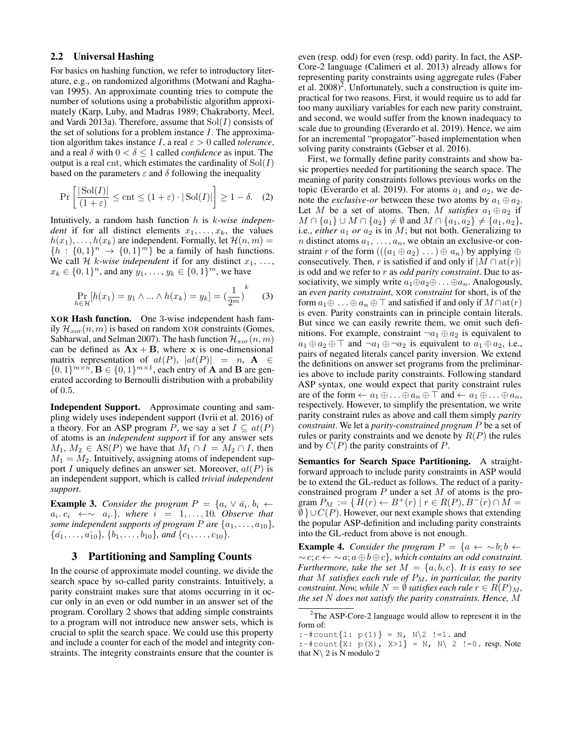### 2.2 Universal Hashing

For basics on hashing function, we refer to introductory literature, e.g., on randomized algorithms (Motwani and Raghavan 1995). An approximate counting tries to compute the number of solutions using a probabilistic algorithm approximately (Karp, Luby, and Madras 1989; Chakraborty, Meel, and Vardi 2013a). Therefore, assume that $\mathrm{Sol}(I)$ consists of the set of solutions for a problem instance $I$. The approximation algorithm takes instance $I$, a real $\varepsilon > 0$ called *tolerance*, and a real $\delta$ with $0 < \delta \leq 1$ called *confidence* as input. The output is a real cnt, which estimates the cardinality of $\mathrm{Sol}(I)$ based on the parameters $\varepsilon$ and $\delta$ following the inequality

$$\Pr\left[\frac{|\mathrm{Sol}(I)|}{(1+\varepsilon)} \leq \mathrm{cnt} \leq (1+\varepsilon)\cdot|\mathrm{Sol}(I)|\right] \geq 1-\delta. \quad (2)$$

Intuitively, a random hash function $h$ is *k-wise independent* if for all distinct elements $x_1, \ldots, x_k$, the values $h(x_1), \ldots, h(x_k)$ are independent. Formally, let $\mathcal{H}(n,m) = \{h : \{0,1\}^n \to \{0,1\}^m\}$ be a family of hash functions. We call $\mathcal{H}$ *k-wise independent* if for any distinct $x_1, \ldots, x_k \in \{0,1\}^n$, and any $y_1, \ldots, y_k \in \{0,1\}^m$, we have

$$\Pr_{h\in\mathcal{H}}[h(x_1) = y_1 \wedge \ldots \wedge h(x_k) = y_k] = (\frac{1}{2^m})^k \quad (3)$$

**XOR Hash function.** One 3-wise independent hash family $\mathcal{H}_{xor}(n,m)$ is based on random XOR constraints (Gomes, Sabharwal, and Selman 2007). The hash function $\mathcal{H}_{xor}(n,m)$ can be defined as $\mathbf{A}\mathbf{x} + \mathbf{B}$, where $\mathbf{x}$ is one-dimensional matrix representation of $at(P)$, $|at(P)| = n$, $\mathbf{A} \in \{0,1\}^{m\times n}$, $\mathbf{B} \in \{0,1\}^{m\times 1}$, each entry of $\mathbf{A}$ and $\mathbf{B}$ are generated according to Bernoulli distribution with a probability of $0.5$.

**Independent Support.** Approximate counting and sampling widely uses independent support (Ivrii et al. 2016) of a theory. For an ASP program $P$, we say a set $I \subseteq at(P)$ of atoms is an *independent support* if for any answer sets $M_1, M_2 \in \mathrm{AS}(P)$ we have that $M_1 \cap I = M_2 \cap I$, then $M_1 = M_2$. Intuitively, assigning atoms of independent support $I$ uniquely defines an answer set. Moreover, $at(P)$ is an independent support, which is called *trivial independent support*.

**Example 3.** *Consider the program $P = \{a_i \vee \bar{a_i}.\, b_i \leftarrow a_i.\, c_i \leftarrow\sim a_i.\}$, where $i = 1, \ldots, 10$. Observe that some independent supports of program $P$ are $\{a_1, \ldots, a_{10}\}$, $\{\bar{a_1}, \ldots, \bar{a_{10}}\}$, $\{b_1, \ldots, b_{10}\}$, and $\{c_1, \ldots, c_{10}\}$.*

## 3 Partitioning and Sampling Counts

In the course of approximate model counting, we divide the search space by so-called parity constraints. Intuitively, a parity constraint makes sure that atoms occurring in it occur only in an even or odd number in an answer set of the program. Corollary 2 shows that adding simple constraints to a program will not introduce new answer sets, which is crucial to split the search space. We could use this property and include a counter for each of the model and integrity constraints. The integrity constraints ensure that the counter is even (resp. odd) for even (resp. odd) parity. In fact, the ASP-Core-2 language (Calimeri et al. 2013) already allows for representing parity constraints using aggregate rules (Faber et al. 2008)[2]. Unfortunately, such a construction is quite impractical for two reasons. First, it would require us to add far too many auxiliary variables for each new parity constraint, and second, we would suffer from the known inadequacy to scale due to grounding (Everardo et al. 2019). Hence, we aim for an incremental "propagator"-based implementation when solving parity constraints (Gebser et al. 2016).

First, we formally define parity constraints and show basic properties needed for partitioning the search space. The meaning of parity constraints follows previous works on the topic (Everardo et al. 2019). For atoms $a_1$ and $a_2$, we denote the *exclusive-or* between these two atoms by $a_1 \oplus a_2$. Let $M$ be a set of atoms. Then, $M$ *satisfies* $a_1 \oplus a_2$ if $M \cap \{a_1\} \cup M \cap \{a_2\} \neq \emptyset$ and $M \cap \{a_1, a_2\} \neq \{a_1, a_2\}$, i.e., *either* $a_1$ *or* $a_2$ is in $M$; but not both. Generalizing to $n$ distinct atoms $a_1, \ldots, a_n$, we obtain an exclusive-or constraint $r$ of the form $(((a_1 \oplus a_2) \ldots) \oplus a_n)$ by applying $\oplus$ consecutively. Then, $r$ is satisfied if and only if $|M \cap \mathrm{at}(r)|$ is odd and we refer to $r$ as *odd parity constraint*. Due to associativity, we simply write $a_1 \oplus a_2 \oplus \ldots \oplus a_n$. Analogously, an *even parity constraint*, XOR *constraint* for short, is of the form $a_1 \oplus \ldots \oplus a_n \oplus \top$ and satisfied if and only if $M \cap \mathrm{at}(r)$ is even. Parity constraints can in principle contain literals. But since we can easily rewrite them, we omit such definitions. For example, constraint $\neg a_1 \oplus a_2$ is equivalent to $a_1 \oplus a_2 \oplus \top$ and $\neg a_1 \oplus \neg a_2$ is equivalent to $a_1 \oplus a_2$, i.e., pairs of negated literals cancel parity inversion. We extend the definitions on answer set programs from the preliminaries above to include parity constraints. Following standard ASP syntax, one would expect that parity constraint rules are of the form $\leftarrow a_1 \oplus \ldots \oplus a_n \oplus \top$ and $\leftarrow a_1 \oplus \ldots \oplus a_n$, respectively. However, to simplify the presentation, we write parity constraint rules as above and call them simply *parity constraint*. We let a *parity-constrained program* $P$ be a set of rules or parity constraints and we denote by $R(P)$ the rules and by $C(P)$ the parity constraints of $P$.

**Semantics for Search Space Partitioning.** A straightforward approach to include parity constraints in ASP would be to extend the GL-reduct as follows. The reduct of a parity-constrained program $P$ under a set $M$ of atoms is the program $P_M := \{\, H(r) \leftarrow B^+(r) \mid r \in R(P), B^-(r) \cap M = \emptyset \,\} \cup C(P)$. However, our next example shows that extending the popular ASP-definition and including parity constraints into the GL-reduct from above is not enough.

**Example 4.** *Consider the program $P = \{a \leftarrow \sim b; b \leftarrow \sim c; c \leftarrow \sim a; a \oplus b \oplus c\}$, which contains an odd constraint. Furthermore, take the set $M = \{a, b, c\}$. It is easy to see that $M$ satisfies each rule of $P_M$, in particular, the parity constraint. Now, while $N = \emptyset$ satisfies each rule $r \in R(P)_M$, the set $N$ does not satisfy the parity constraints. Hence, $M$*

[2] The ASP-Core-2 language would allow to represent it in the form of:
```
:-#count{1: p(1)} = N, N\2 !=1. and
:-#count{X: p(X), X>1} = N, N\ 2 !=0. resp. Note
```
that N\ 2 is N modulo 2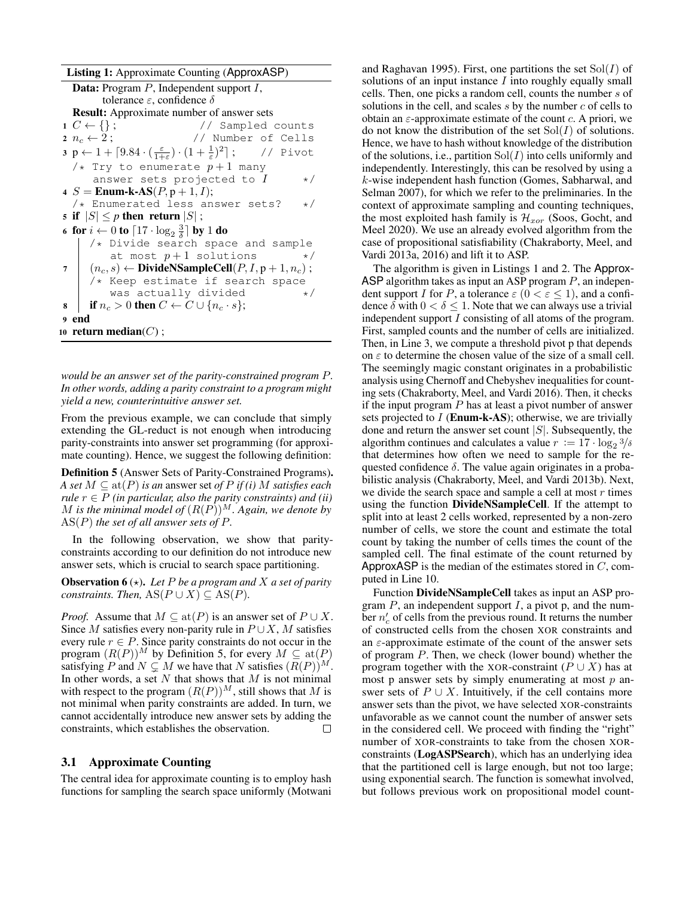**Listing 1:** Approximate Counting (ApproxASP)

```
Data: Program P, Independent support I,
      tolerance ε, confidence δ
Result: Approximate number of answer sets
1  C ← {} ;                              // Sampled counts
2  n_c ← 2 ;                             // Number of Cells
3  p ← 1 + ⌈9.84 · (ε/(1+ε)) · (1 + 1/ε)^2⌉ ;   // Pivot
   /* Try to enumerate p+1 many
      answer sets projected to I                   */
4  S = Enum-k-AS(P, p+1, I);
   /* Enumerated less answer sets?                 */
5  if |S| ≤ p then return |S| ;
6  for i ← 0 to ⌈17 · log_2 (3/δ)⌉ by 1 do
       /* Divide search space and sample
          at most p+1 solutions                    */
7      (n_c, s) ← DivideNSampleCell(P, I, p+1, n_c) ;
       /* Keep estimate if search space
          was actually divided                     */
8      if n_c > 0 then C ← C ∪ {n_c · s};
9  end
10 return median(C) ;
```

*would be an answer set of the parity-constrained program $P$. In other words, adding a parity constraint to a program might yield a new, counterintuitive answer set.*

From the previous example, we can conclude that simply extending the GL-reduct is not enough when introducing parity-constraints into answer set programming (for approximate counting). Hence, we suggest the following definition:

**Definition 5** (Answer Sets of Parity-Constrained Programs)**.** *A set $M \subseteq \mathrm{at}(P)$ is an* answer set *of $P$ if (i) $M$ satisfies each rule $r \in P$ (in particular, also the parity constraints) and (ii) $M$ is the minimal model of $(R(P))^M$. Again, we denote by $\mathrm{AS}(P)$ the set of all answer sets of $P$.*

In the following observation, we show that parity-constraints according to our definition do not introduce new answer sets, which is crucial to search space partitioning.

**Observation 6** ($\star$)**.** *Let $P$ be a program and $X$ a set of parity constraints. Then, $\mathrm{AS}(P \cup X) \subseteq \mathrm{AS}(P)$.*

*Proof.* Assume that $M \subseteq \mathrm{at}(P)$ is an answer set of $P \cup X$. Since $M$ satisfies every non-parity rule in $P \cup X$, $M$ satisfies every rule $r \in P$. Since parity constraints do not occur in the program $(R(P))^M$ by Definition 5, for every $M \subseteq \mathrm{at}(P)$ satisfying $P$ and $N \subsetneq M$ we have that $N$ satisfies $(R(P))^M$. In other words, a set $N$ that shows that $M$ is not minimal with respect to the program $(R(P))^M$, still shows that $M$ is not minimal when parity constraints are added. In turn, we cannot accidentally introduce new answer sets by adding the constraints, which establishes the observation. □

### 3.1 Approximate Counting

The central idea for approximate counting is to employ hash functions for sampling the search space uniformly (Motwani and Raghavan 1995). First, one partitions the set $\mathrm{Sol}(I)$ of solutions of an input instance $I$ into roughly equally small cells. Then, one picks a random cell, counts the number $s$ of solutions in the cell, and scales $s$ by the number $c$ of cells to obtain an $\varepsilon$-approximate estimate of the count $c$. A priori, we do not know the distribution of the set $\mathrm{Sol}(I)$ of solutions. Hence, we have to hash without knowledge of the distribution of the solutions, i.e., partition $\mathrm{Sol}(I)$ into cells uniformly and independently. Interestingly, this can be resolved by using a $k$-wise independent hash function (Gomes, Sabharwal, and Selman 2007), for which we refer to the preliminaries. In the context of approximate sampling and counting techniques, the most exploited hash family is $\mathcal{H}_{xor}$ (Soos, Gocht, and Meel 2020). We use an already evolved algorithm from the case of propositional satisfiability (Chakraborty, Meel, and Vardi 2013a, 2016) and lift it to ASP.

The algorithm is given in Listings 1 and 2. The ApproxASP algorithm takes as input an ASP program $P$, an independent support $I$ for $P$, a tolerance $\varepsilon$ ($0 < \varepsilon \leq 1$), and a confidence $\delta$ with $0 < \delta \leq 1$. Note that we can always use a trivial independent support $I$ consisting of all atoms of the program. First, sampled counts and the number of cells are initialized. Then, in Line 3, we compute a threshold pivot p that depends on $\varepsilon$ to determine the chosen value of the size of a small cell. The seemingly magic constant originates in a probabilistic analysis using Chernoff and Chebyshev inequalities for counting sets (Chakraborty, Meel, and Vardi 2016). Then, it checks if the input program $P$ has at least a pivot number of answer sets projected to $I$ (**Enum-k-AS**); otherwise, we are trivially done and return the answer set count $|S|$. Subsequently, the algorithm continues and calculates a value $r := 17 \cdot \log_2 3/\delta$ that determines how often we need to sample for the requested confidence $\delta$. The value again originates in a probabilistic analysis (Chakraborty, Meel, and Vardi 2013b). Next, we divide the search space and sample a cell at most $r$ times using the function **DivideNSampleCell**. If the attempt to split into at least 2 cells worked, represented by a non-zero number of cells, we store the count and estimate the total count by taking the number of cells times the count of the sampled cell. The final estimate of the count returned by ApproxASP is the median of the estimates stored in $C$, computed in Line 10.

Function **DivideNSampleCell** takes as input an ASP program $P$, an independent support $I$, a pivot p, and the number $n'_c$ of cells from the previous round. It returns the number of constructed cells from the chosen XOR constraints and an $\varepsilon$-approximate estimate of the count of the answer sets of program $P$. Then, we check (lower bound) whether the program together with the XOR-constraint ($P \cup X$) has at most p answer sets by simply enumerating at most $p$ answer sets of $P \cup X$. Intuitively, if the cell contains more answer sets than the pivot, we have selected XOR-constraints unfavorable as we cannot count the number of answer sets in the considered cell. We proceed with finding the "right" number of XOR-constraints to take from the chosen XOR-constraints (**LogASPSearch**), which has an underlying idea that the partitioned cell is large enough, but not too large; using exponential search. The function is somewhat involved, but follows previous work on propositional model count-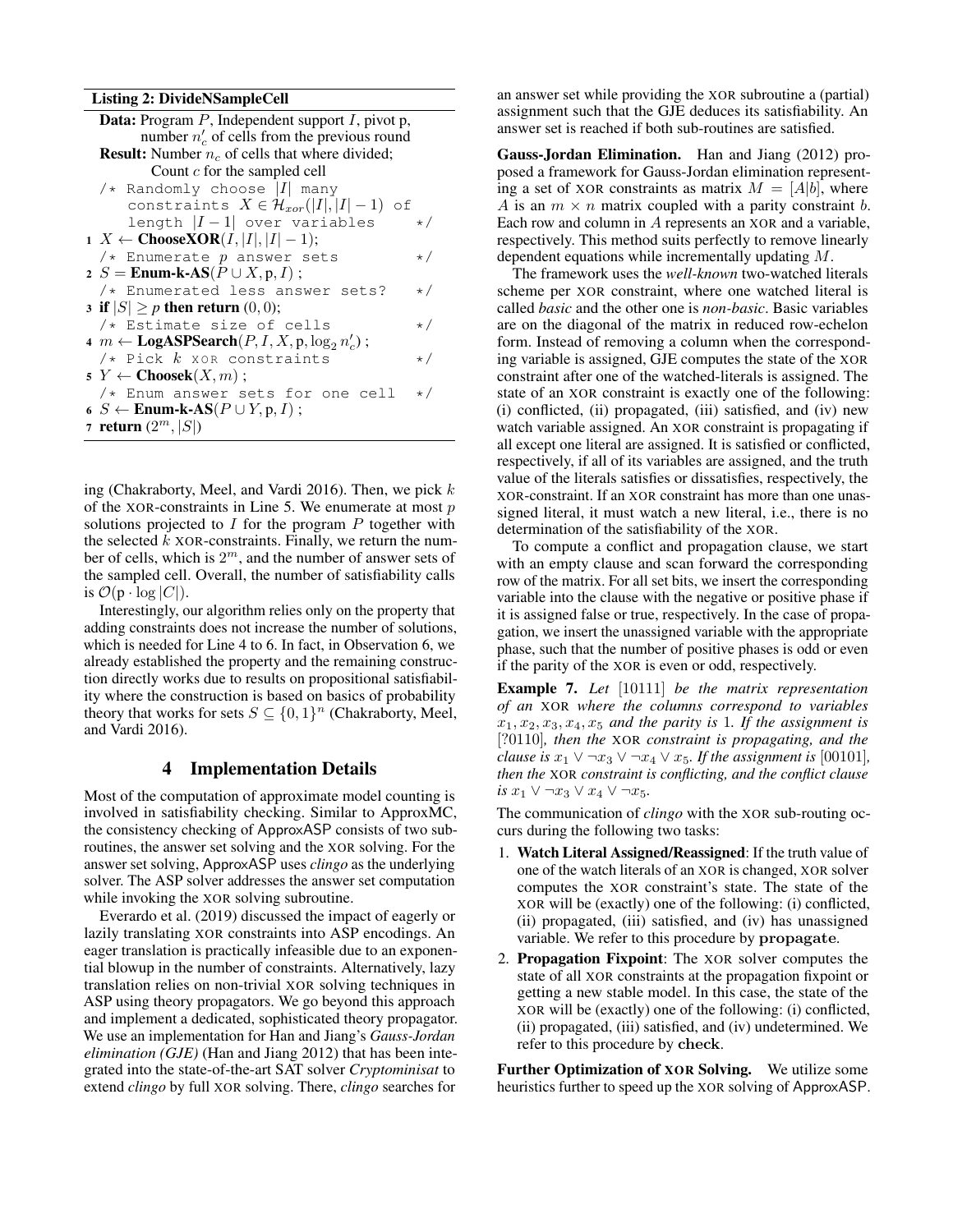**Listing 2: DivideNSampleCell**

**Data:** Program $P$, Independent support $I$, pivot p, number $n'_c$ of cells from the previous round
**Result:** Number $n_c$ of cells that where divided; Count $c$ for the sampled cell

```
   /* Randomly choose |I| many
      constraints X ∈ H_xor(|I|, |I| − 1) of
      length |I − 1| over variables        */
1  X ← ChooseXOR(I, |I|, |I| − 1);
   /* Enumerate p answer sets              */
2  S = Enum-k-AS(P ∪ X, p, I) ;
   /* Enumerated less answer sets?         */
3  if |S| ≥ p then return (0, 0);
   /* Estimate size of cells               */
4  m ← LogASPSearch(P, I, X, p, log_2 n'_c) ;
   /* Pick k XOR constraints               */
5  Y ← Choosek(X, m) ;
   /* Enum answer sets for one cell        */
6  S ← Enum-k-AS(P ∪ Y, p, I) ;
7  return (2^m, |S|)
```

ing (Chakraborty, Meel, and Vardi 2016). Then, we pick $k$ of the XOR-constraints in Line 5. We enumerate at most $p$ solutions projected to $I$ for the program $P$ together with the selected $k$ XOR-constraints. Finally, we return the number of cells, which is $2^m$, and the number of answer sets of the sampled cell. Overall, the number of satisfiability calls is $\mathcal{O}(\mathrm{p} \cdot \log |C|)$.

Interestingly, our algorithm relies only on the property that adding constraints does not increase the number of solutions, which is needed for Line 4 to 6. In fact, in Observation 6, we already established the property and the remaining construction directly works due to results on propositional satisfiability where the construction is based on basics of probability theory that works for sets $S \subseteq \{0,1\}^n$ (Chakraborty, Meel, and Vardi 2016).

# 4 Implementation Details

Most of the computation of approximate model counting is involved in satisfiability checking. Similar to ApproxMC, the consistency checking of ApproxASP consists of two subroutines, the answer set solving and the XOR solving. For the answer set solving, ApproxASP uses *clingo* as the underlying solver. The ASP solver addresses the answer set computation while invoking the XOR solving subroutine.

Everardo et al. (2019) discussed the impact of eagerly or lazily translating XOR constraints into ASP encodings. An eager translation is practically infeasible due to an exponential blowup in the number of constraints. Alternatively, lazy translation relies on non-trivial XOR solving techniques in ASP using theory propagators. We go beyond this approach and implement a dedicated, sophisticated theory propagator. We use an implementation for Han and Jiang's *Gauss-Jordan elimination (GJE)* (Han and Jiang 2012) that has been integrated into the state-of-the-art SAT solver *Cryptominisat* to extend *clingo* by full XOR solving. There, *clingo* searches for an answer set while providing the XOR subroutine a (partial) assignment such that the GJE deduces its satisfiability. An answer set is reached if both sub-routines are satisfied.

**Gauss-Jordan Elimination.** Han and Jiang (2012) proposed a framework for Gauss-Jordan elimination representing a set of XOR constraints as matrix $M = [A|b]$, where $A$ is an $m \times n$ matrix coupled with a parity constraint $b$. Each row and column in $A$ represents an XOR and a variable, respectively. This method suits perfectly to remove linearly dependent equations while incrementally updating $M$.

The framework uses the *well-known* two-watched literals scheme per XOR constraint, where one watched literal is called *basic* and the other one is *non-basic*. Basic variables are on the diagonal of the matrix in reduced row-echelon form. Instead of removing a column when the corresponding variable is assigned, GJE computes the state of the XOR constraint after one of the watched-literals is assigned. The state of an XOR constraint is exactly one of the following: (i) conflicted, (ii) propagated, (iii) satisfied, and (iv) new watch variable assigned. An XOR constraint is propagating if all except one literal are assigned. It is satisfied or conflicted, respectively, if all of its variables are assigned, and the truth value of the literals satisfies or dissatisfies, respectively, the XOR-constraint. If an XOR constraint has more than one unassigned literal, it must watch a new literal, i.e., there is no determination of the satisfiability of the XOR.

To compute a conflict and propagation clause, we start with an empty clause and scan forward the corresponding row of the matrix. For all set bits, we insert the corresponding variable into the clause with the negative or positive phase if it is assigned false or true, respectively. In the case of propagation, we insert the unassigned variable with the appropriate phase, such that the number of positive phases is odd or even if the parity of the XOR is even or odd, respectively.

**Example 7.** *Let* $[10111]$ *be the matrix representation of an* XOR *where the columns correspond to variables* $x_1, x_2, x_3, x_4, x_5$ *and the parity is* $1$*. If the assignment is* $[?0110]$*, then the* XOR *constraint is propagating, and the clause is* $x_1 \vee \neg x_3 \vee \neg x_4 \vee x_5$*. If the assignment is* $[00101]$*, then the* XOR *constraint is conflicting, and the conflict clause is* $x_1 \vee \neg x_3 \vee x_4 \vee \neg x_5$*.*

The communication of *clingo* with the XOR sub-routing occurs during the following two tasks:

1. **Watch Literal Assigned/Reassigned**: If the truth value of one of the watch literals of an XOR is changed, XOR solver computes the XOR constraint's state. The state of the XOR will be (exactly) one of the following: (i) conflicted, (ii) propagated, (iii) satisfied, and (iv) has unassigned variable. We refer to this procedure by **propagate**.
2. **Propagation Fixpoint**: The XOR solver computes the state of all XOR constraints at the propagation fixpoint or getting a new stable model. In this case, the state of the XOR will be (exactly) one of the following: (i) conflicted, (ii) propagated, (iii) satisfied, and (iv) undetermined. We refer to this procedure by **check**.

**Further Optimization of XOR Solving.** We utilize some heuristics further to speed up the XOR solving of ApproxASP.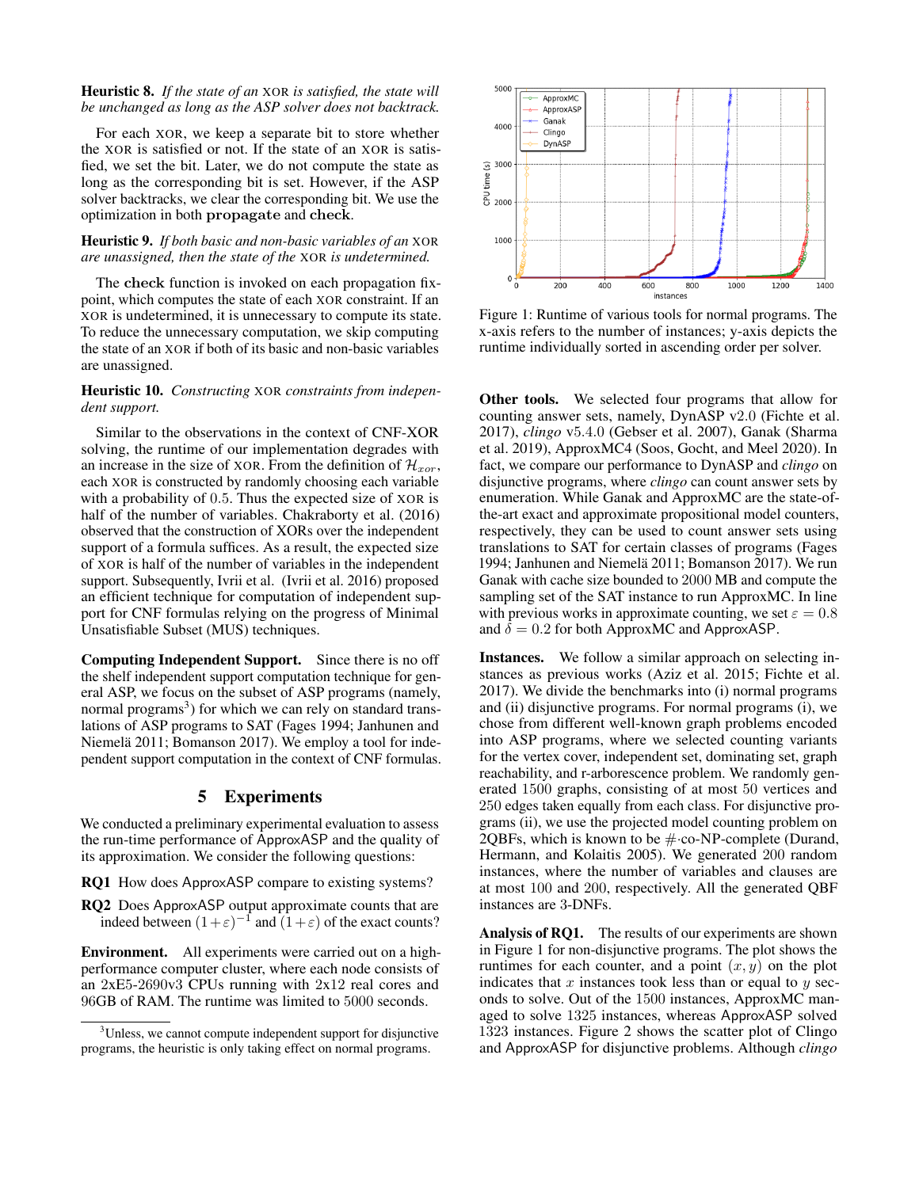**Heuristic 8.** *If the state of an* XOR *is satisfied, the state will be unchanged as long as the ASP solver does not backtrack.*

For each XOR, we keep a separate bit to store whether the XOR is satisfied or not. If the state of an XOR is satisfied, we set the bit. Later, we do not compute the state as long as the corresponding bit is set. However, if the ASP solver backtracks, we clear the corresponding bit. We use the optimization in both **propagate** and **check**.

**Heuristic 9.** *If both basic and non-basic variables of an* XOR *are unassigned, then the state of the* XOR *is undetermined.*

The **check** function is invoked on each propagation fixpoint, which computes the state of each XOR constraint. If an XOR is undetermined, it is unnecessary to compute its state. To reduce the unnecessary computation, we skip computing the state of an XOR if both of its basic and non-basic variables are unassigned.

**Heuristic 10.** *Constructing* XOR *constraints from independent support.*

Similar to the observations in the context of CNF-XOR solving, the runtime of our implementation degrades with an increase in the size of XOR. From the definition of $\mathcal{H}_{xor}$, each XOR is constructed by randomly choosing each variable with a probability of $0.5$. Thus the expected size of XOR is half of the number of variables. Chakraborty et al. (2016) observed that the construction of XORs over the independent support of a formula suffices. As a result, the expected size of XOR is half of the number of variables in the independent support. Subsequently, Ivrii et al. (Ivrii et al. 2016) proposed an efficient technique for computation of independent support for CNF formulas relying on the progress of Minimal Unsatisfiable Subset (MUS) techniques.

**Computing Independent Support.** Since there is no off the shelf independent support computation technique for general ASP, we focus on the subset of ASP programs (namely, normal programs[3]) for which we can rely on standard translations of ASP programs to SAT (Fages 1994; Janhunen and Niemelä 2011; Bomanson 2017). We employ a tool for independent support computation in the context of CNF formulas.

## 5 Experiments

We conducted a preliminary experimental evaluation to assess the run-time performance of ApproxASP and the quality of its approximation. We consider the following questions:

**RQ1** How does ApproxASP compare to existing systems?

**RQ2** Does ApproxASP output approximate counts that are indeed between $(1+\varepsilon)^{-1}$ and $(1+\varepsilon)$ of the exact counts?

**Environment.** All experiments were carried out on a high-performance computer cluster, where each node consists of an 2xE5-2690v3 CPUs running with 2x12 real cores and 96GB of RAM. The runtime was limited to 5000 seconds.

[3]Unless, we cannot compute independent support for disjunctive programs, the heuristic is only taking effect on normal programs.

Figure 1: Runtime of various tools for normal programs. The x-axis refers to the number of instances; y-axis depicts the runtime individually sorted in ascending order per solver.

**Other tools.** We selected four programs that allow for counting answer sets, namely, DynASP v2.0 (Fichte et al. 2017), *clingo* v5.4.0 (Gebser et al. 2007), Ganak (Sharma et al. 2019), ApproxMC4 (Soos, Gocht, and Meel 2020). In fact, we compare our performance to DynASP and *clingo* on disjunctive programs, where *clingo* can count answer sets by enumeration. While Ganak and ApproxMC are the state-of-the-art exact and approximate propositional model counters, respectively, they can be used to count answer sets using translations to SAT for certain classes of programs (Fages 1994; Janhunen and Niemelä 2011; Bomanson 2017). We run Ganak with cache size bounded to 2000 MB and compute the sampling set of the SAT instance to run ApproxMC. In line with previous works in approximate counting, we set $\varepsilon = 0.8$ and $\delta = 0.2$ for both ApproxMC and ApproxASP.

**Instances.** We follow a similar approach on selecting instances as previous works (Aziz et al. 2015; Fichte et al. 2017). We divide the benchmarks into (i) normal programs and (ii) disjunctive programs. For normal programs (i), we chose from different well-known graph problems encoded into ASP programs, where we selected counting variants for the vertex cover, independent set, dominating set, graph reachability, and r-arborescence problem. We randomly generated $1500$ graphs, consisting of at most $50$ vertices and $250$ edges taken equally from each class. For disjunctive programs (ii), we use the projected model counting problem on 2QBFs, which is known to be $\#$·co-NP-complete (Durand, Hermann, and Kolaitis 2005). We generated $200$ random instances, where the number of variables and clauses are at most $100$ and $200$, respectively. All the generated QBF instances are 3-DNFs.

**Analysis of RQ1.** The results of our experiments are shown in Figure 1 for non-disjunctive programs. The plot shows the runtimes for each counter, and a point $(x, y)$ on the plot indicates that $x$ instances took less than or equal to $y$ seconds to solve. Out of the $1500$ instances, ApproxMC managed to solve $1325$ instances, whereas ApproxASP solved $1323$ instances. Figure 2 shows the scatter plot of Clingo and ApproxASP for disjunctive problems. Although *clingo*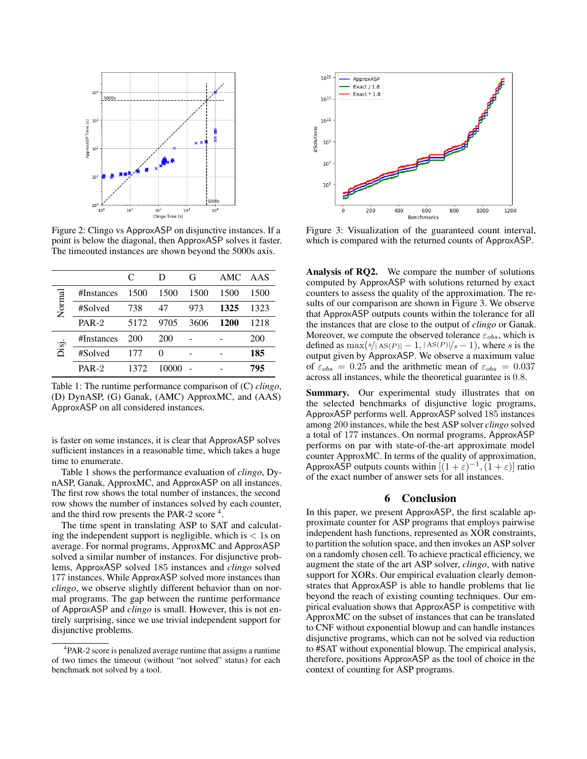Figure 2: Clingo vs ApproxASP on disjunctive instances. If a point is below the diagonal, then ApproxASP solves it faster. The timeouted instances are shown beyond the 5000s axis.

|  |  | C | D | G | AMC | AAS |
|---|---|---|---|---|---|---|
| Normal | #Instances | 1500 | 1500 | 1500 | 1500 | 1500 |
|  | #Solved | 738 | 47 | 973 | **1325** | 1323 |
|  | PAR-2 | 5172 | 9705 | 3606 | **1200** | 1218 |
| Disj. | #Instances | 200 | 200 | - | - | 200 |
|  | #Solved | 177 | 0 | - | - | **185** |
|  | PAR-2 | 1372 | 10000 | - | - | **795** |

Table 1: The runtime performance comparison of (C) *clingo*, (D) DynASP, (G) Ganak, (AMC) ApproxMC, and (AAS) ApproxASP on all considered instances.

is faster on some instances, it is clear that ApproxASP solves sufficient instances in a reasonable time, which takes a huge time to enumerate.

Table 1 shows the performance evaluation of *clingo*, DynASP, Ganak, ApproxMC, and ApproxASP on all instances. The first row shows the total number of instances, the second row shows the number of instances solved by each counter, and the third row presents the PAR-2 score [4].

The time spent in translating ASP to SAT and calculating the independent support is negligible, which is $< 1$s on average. For normal programs, ApproxMC and ApproxASP solved a similar number of instances. For disjunctive problems, ApproxASP solved 185 instances and *clingo* solved 177 instances. While ApproxASP solved more instances than *clingo*, we observe slightly different behavior than on normal programs. The gap between the runtime performance of ApproxASP and *clingo* is small. However, this is not entirely surprising, since we use trivial independent support for disjunctive problems.

[4] PAR-2 score is penalized average runtime that assigns a runtime of two times the timeout (without "not solved" status) for each benchmark not solved by a tool.

Figure 3: Visualization of the guaranteed count interval, which is compared with the returned counts of ApproxASP.

**Analysis of RQ2.** We compare the number of solutions computed by ApproxASP with solutions returned by exact counters to assess the quality of the approximation. The results of our comparison are shown in Figure 3. We observe that ApproxASP outputs counts within the tolerance for all the instances that are close to the output of *clingo* or Ganak. Moreover, we compute the observed tolerance $\varepsilon_{obs}$, which is defined as $\max(s/|\text{AS}(P)| - 1, |\text{AS}(P)|/s - 1)$, where $s$ is the output given by ApproxASP. We observe a maximum value of $\varepsilon_{obs} = 0.25$ and the arithmetic mean of $\varepsilon_{obs} = 0.037$ across all instances, while the theoretical guarantee is 0.8.

**Summary.** Our experimental study illustrates that on the selected benchmarks of disjunctive logic programs, ApproxASP performs well. ApproxASP solved 185 instances among 200 instances, while the best ASP solver *clingo* solved a total of 177 instances. On normal programs, ApproxASP performs on par with state-of-the-art approximate model counter ApproxMC. In terms of the quality of approximation, ApproxASP outputs counts within $[(1+\varepsilon)^{-1}, (1+\varepsilon)]$ ratio of the exact number of answer sets for all instances.

## 6 Conclusion

In this paper, we present ApproxASP, the first scalable approximate counter for ASP programs that employs pairwise independent hash functions, represented as XOR constraints, to partition the solution space, and then invokes an ASP solver on a randomly chosen cell. To achieve practical efficiency, we augment the state of the art ASP solver, *clingo*, with native support for XORs. Our empirical evaluation clearly demonstrates that ApproxASP is able to handle problems that lie beyond the reach of existing counting techniques. Our empirical evaluation shows that ApproxASP is competitive with ApproxMC on the subset of instances that can be translated to CNF without exponential blowup and can handle instances disjunctive programs, which can not be solved via reduction to #SAT without exponential blowup. The empirical analysis, therefore, positions ApproxASP as the tool of choice in the context of counting for ASP programs.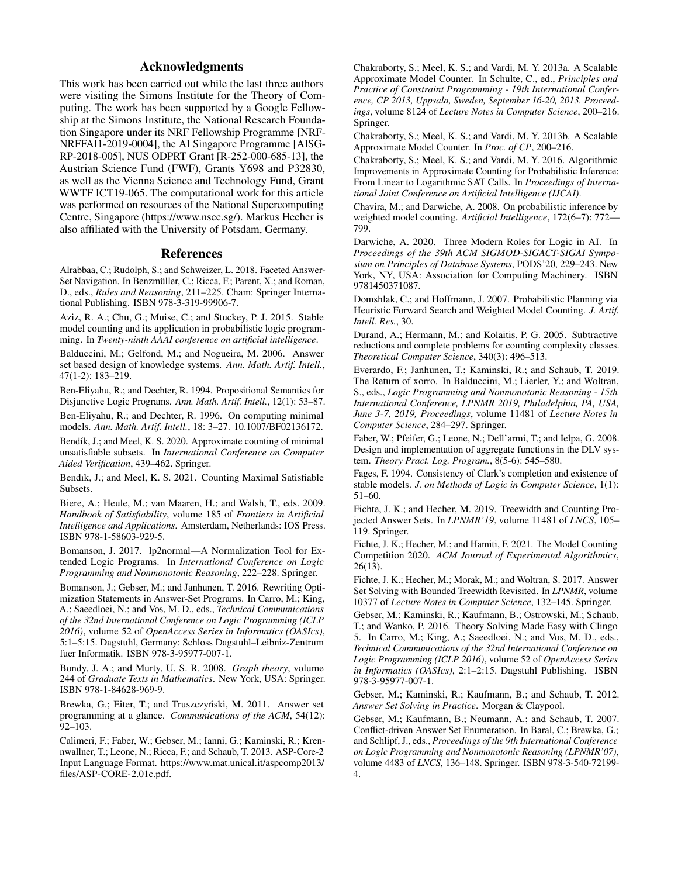## Acknowledgments

This work has been carried out while the last three authors were visiting the Simons Institute for the Theory of Computing. The work has been supported by a Google Fellowship at the Simons Institute, the National Research Foundation Singapore under its NRF Fellowship Programme [NRF-NRFFAI1-2019-0004], the AI Singapore Programme [AISG-RP-2018-005], NUS ODPRT Grant [R-252-000-685-13], the Austrian Science Fund (FWF), Grants Y698 and P32830, as well as the Vienna Science and Technology Fund, Grant WWTF ICT19-065. The computational work for this article was performed on resources of the National Supercomputing Centre, Singapore (https://www.nscc.sg/). Markus Hecher is also affiliated with the University of Potsdam, Germany.

## References

Alrabbaa, C.; Rudolph, S.; and Schweizer, L. 2018. Faceted Answer-Set Navigation. In Benzmüller, C.; Ricca, F.; Parent, X.; and Roman, D., eds., *Rules and Reasoning*, 211–225. Cham: Springer International Publishing. ISBN 978-3-319-99906-7.

Aziz, R. A.; Chu, G.; Muise, C.; and Stuckey, P. J. 2015. Stable model counting and its application in probabilistic logic programming. In *Twenty-ninth AAAI conference on artificial intelligence*.

Balduccini, M.; Gelfond, M.; and Nogueira, M. 2006. Answer set based design of knowledge systems. *Ann. Math. Artif. Intell.*, 47(1-2): 183–219.

Ben-Eliyahu, R.; and Dechter, R. 1994. Propositional Semantics for Disjunctive Logic Programs. *Ann. Math. Artif. Intell.*, 12(1): 53–87.

Ben-Eliyahu, R.; and Dechter, R. 1996. On computing minimal models. *Ann. Math. Artif. Intell.*, 18: 3–27. 10.1007/BF02136172.

Bendík, J.; and Meel, K. S. 2020. Approximate counting of minimal unsatisfiable subsets. In *International Conference on Computer Aided Verification*, 439–462. Springer.

Bendık, J.; and Meel, K. S. 2021. Counting Maximal Satisfiable Subsets.

Biere, A.; Heule, M.; van Maaren, H.; and Walsh, T., eds. 2009. *Handbook of Satisfiability*, volume 185 of *Frontiers in Artificial Intelligence and Applications*. Amsterdam, Netherlands: IOS Press. ISBN 978-1-58603-929-5.

Bomanson, J. 2017. lp2normal—A Normalization Tool for Extended Logic Programs. In *International Conference on Logic Programming and Nonmonotonic Reasoning*, 222–228. Springer.

Bomanson, J.; Gebser, M.; and Janhunen, T. 2016. Rewriting Optimization Statements in Answer-Set Programs. In Carro, M.; King, A.; Saeedloei, N.; and Vos, M. D., eds., *Technical Communications of the 32nd International Conference on Logic Programming (ICLP 2016)*, volume 52 of *OpenAccess Series in Informatics (OASIcs)*, 5:1–5:15. Dagstuhl, Germany: Schloss Dagstuhl–Leibniz-Zentrum fuer Informatik. ISBN 978-3-95977-007-1.

Bondy, J. A.; and Murty, U. S. R. 2008. *Graph theory*, volume 244 of *Graduate Texts in Mathematics*. New York, USA: Springer. ISBN 978-1-84628-969-9.

Brewka, G.; Eiter, T.; and Truszczyński, M. 2011. Answer set programming at a glance. *Communications of the ACM*, 54(12): 92–103.

Calimeri, F.; Faber, W.; Gebser, M.; Ianni, G.; Kaminski, R.; Krennwallner, T.; Leone, N.; Ricca, F.; and Schaub, T. 2013. ASP-Core-2 Input Language Format. https://www.mat.unical.it/aspcomp2013/files/ASP-CORE-2.01c.pdf.

Chakraborty, S.; Meel, K. S.; and Vardi, M. Y. 2013a. A Scalable Approximate Model Counter. In Schulte, C., ed., *Principles and Practice of Constraint Programming - 19th International Conference, CP 2013, Uppsala, Sweden, September 16-20, 2013. Proceedings*, volume 8124 of *Lecture Notes in Computer Science*, 200–216. Springer.

Chakraborty, S.; Meel, K. S.; and Vardi, M. Y. 2013b. A Scalable Approximate Model Counter. In *Proc. of CP*, 200–216.

Chakraborty, S.; Meel, K. S.; and Vardi, M. Y. 2016. Algorithmic Improvements in Approximate Counting for Probabilistic Inference: From Linear to Logarithmic SAT Calls. In *Proceedings of International Joint Conference on Artificial Intelligence (IJCAI)*.

Chavira, M.; and Darwiche, A. 2008. On probabilistic inference by weighted model counting. *Artificial Intelligence*, 172(6–7): 772—799.

Darwiche, A. 2020. Three Modern Roles for Logic in AI. In *Proceedings of the 39th ACM SIGMOD-SIGACT-SIGAI Symposium on Principles of Database Systems*, PODS'20, 229–243. New York, NY, USA: Association for Computing Machinery. ISBN 9781450371087.

Domshlak, C.; and Hoffmann, J. 2007. Probabilistic Planning via Heuristic Forward Search and Weighted Model Counting. *J. Artif. Intell. Res.*, 30.

Durand, A.; Hermann, M.; and Kolaitis, P. G. 2005. Subtractive reductions and complete problems for counting complexity classes. *Theoretical Computer Science*, 340(3): 496–513.

Everardo, F.; Janhunen, T.; Kaminski, R.; and Schaub, T. 2019. The Return of xorro. In Balduccini, M.; Lierler, Y.; and Woltran, S., eds., *Logic Programming and Nonmonotonic Reasoning - 15th International Conference, LPNMR 2019, Philadelphia, PA, USA, June 3-7, 2019, Proceedings*, volume 11481 of *Lecture Notes in Computer Science*, 284–297. Springer.

Faber, W.; Pfeifer, G.; Leone, N.; Dell'armi, T.; and Ielpa, G. 2008. Design and implementation of aggregate functions in the DLV system. *Theory Pract. Log. Program.*, 8(5-6): 545–580.

Fages, F. 1994. Consistency of Clark's completion and existence of stable models. *J. on Methods of Logic in Computer Science*, 1(1): 51–60.

Fichte, J. K.; and Hecher, M. 2019. Treewidth and Counting Projected Answer Sets. In *LPNMR'19*, volume 11481 of *LNCS*, 105–119. Springer.

Fichte, J. K.; Hecher, M.; and Hamiti, F. 2021. The Model Counting Competition 2020. *ACM Journal of Experimental Algorithmics*, 26(13).

Fichte, J. K.; Hecher, M.; Morak, M.; and Woltran, S. 2017. Answer Set Solving with Bounded Treewidth Revisited. In *LPNMR*, volume 10377 of *Lecture Notes in Computer Science*, 132–145. Springer.

Gebser, M.; Kaminski, R.; Kaufmann, B.; Ostrowski, M.; Schaub, T.; and Wanko, P. 2016. Theory Solving Made Easy with Clingo 5. In Carro, M.; King, A.; Saeedloei, N.; and Vos, M. D., eds., *Technical Communications of the 32nd International Conference on Logic Programming (ICLP 2016)*, volume 52 of *OpenAccess Series in Informatics (OASIcs)*, 2:1–2:15. Dagstuhl Publishing. ISBN 978-3-95977-007-1.

Gebser, M.; Kaminski, R.; Kaufmann, B.; and Schaub, T. 2012. *Answer Set Solving in Practice*. Morgan & Claypool.

Gebser, M.; Kaufmann, B.; Neumann, A.; and Schaub, T. 2007. Conflict-driven Answer Set Enumeration. In Baral, C.; Brewka, G.; and Schlipf, J., eds., *Proceedings of the 9th International Conference on Logic Programming and Nonmonotonic Reasoning (LPNMR'07)*, volume 4483 of *LNCS*, 136–148. Springer. ISBN 978-3-540-72199-4.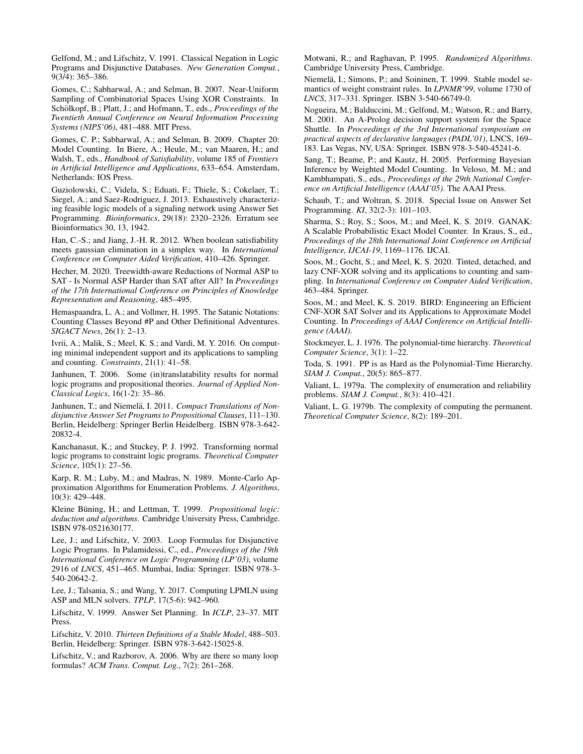Gelfond, M.; and Lifschitz, V. 1991. Classical Negation in Logic Programs and Disjunctive Databases. *New Generation Comput.*, 9(3/4): 365–386.

Gomes, C.; Sabharwal, A.; and Selman, B. 2007. Near-Uniform Sampling of Combinatorial Spaces Using XOR Constraints. In Schölkopf, B.; Platt, J.; and Hofmann, T., eds., *Proceedings of the Twentieth Annual Conference on Neural Information Processing Systems (NIPS'06)*, 481–488. MIT Press.

Gomes, C. P.; Sabharwal, A.; and Selman, B. 2009. Chapter 20: Model Counting. In Biere, A.; Heule, M.; van Maaren, H.; and Walsh, T., eds., *Handbook of Satisfiability*, volume 185 of *Frontiers in Artificial Intelligence and Applications*, 633–654. Amsterdam, Netherlands: IOS Press.

Guziolowski, C.; Videla, S.; Eduati, F.; Thiele, S.; Cokelaer, T.; Siegel, A.; and Saez-Rodriguez, J. 2013. Exhaustively characterizing feasible logic models of a signaling network using Answer Set Programming. *Bioinformatics*, 29(18): 2320–2326. Erratum see Bioinformatics 30, 13, 1942.

Han, C.-S.; and Jiang, J.-H. R. 2012. When boolean satisfiability meets gaussian elimination in a simplex way. In *International Conference on Computer Aided Verification*, 410–426. Springer.

Hecher, M. 2020. Treewidth-aware Reductions of Normal ASP to SAT - Is Normal ASP Harder than SAT after All? In *Proceedings of the 17th International Conference on Principles of Knowledge Representation and Reasoning*, 485–495.

Hemaspaandra, L. A.; and Vollmer, H. 1995. The Satanic Notations: Counting Classes Beyond #P and Other Definitional Adventures. *SIGACT News*, 26(1): 2–13.

Ivrii, A.; Malik, S.; Meel, K. S.; and Vardi, M. Y. 2016. On computing minimal independent support and its applications to sampling and counting. *Constraints*, 21(1): 41–58.

Janhunen, T. 2006. Some (in)translatability results for normal logic programs and propositional theories. *Journal of Applied Non-Classical Logics*, 16(1-2): 35–86.

Janhunen, T.; and Niemelä, I. 2011. *Compact Translations of Non-disjunctive Answer Set Programs to Propositional Clauses*, 111–130. Berlin, Heidelberg: Springer Berlin Heidelberg. ISBN 978-3-642-20832-4.

Kanchanasut, K.; and Stuckey, P. J. 1992. Transforming normal logic programs to constraint logic programs. *Theoretical Computer Science*, 105(1): 27–56.

Karp, R. M.; Luby, M.; and Madras, N. 1989. Monte-Carlo Approximation Algorithms for Enumeration Problems. *J. Algorithms*, 10(3): 429–448.

Kleine Büning, H.; and Lettman, T. 1999. *Propositional logic: deduction and algorithms*. Cambridge University Press, Cambridge. ISBN 978-0521630177.

Lee, J.; and Lifschitz, V. 2003. Loop Formulas for Disjunctive Logic Programs. In Palamidessi, C., ed., *Proceedings of the 19th International Conference on Logic Programming (LP'03)*, volume 2916 of *LNCS*, 451–465. Mumbai, India: Springer. ISBN 978-3-540-20642-2.

Lee, J.; Talsania, S.; and Wang, Y. 2017. Computing LPMLN using ASP and MLN solvers. *TPLP*, 17(5-6): 942–960.

Lifschitz, V. 1999. Answer Set Planning. In *ICLP*, 23–37. MIT Press.

Lifschitz, V. 2010. *Thirteen Definitions of a Stable Model*, 488–503. Berlin, Heidelberg: Springer. ISBN 978-3-642-15025-8.

Lifschitz, V.; and Razborov, A. 2006. Why are there so many loop formulas? *ACM Trans. Comput. Log.*, 7(2): 261–268.

Motwani, R.; and Raghavan, P. 1995. *Randomized Algorithms*. Cambridge University Press, Cambridge.

Niemelä, I.; Simons, P.; and Soininen, T. 1999. Stable model semantics of weight constraint rules. In *LPNMR'99*, volume 1730 of *LNCS*, 317–331. Springer. ISBN 3-540-66749-0.

Nogueira, M.; Balduccini, M.; Gelfond, M.; Watson, R.; and Barry, M. 2001. An A-Prolog decision support system for the Space Shuttle. In *Proceedings of the 3rd International symposium on practical aspects of declarative languages (PADL'01)*, LNCS, 169–183. Las Vegas, NV, USA: Springer. ISBN 978-3-540-45241-6.

Sang, T.; Beame, P.; and Kautz, H. 2005. Performing Bayesian Inference by Weighted Model Counting. In Veloso, M. M.; and Kambhampati, S., eds., *Proceedings of the 29th National Conference on Artificial Intelligence (AAAI'05)*. The AAAI Press.

Schaub, T.; and Woltran, S. 2018. Special Issue on Answer Set Programming. *KI*, 32(2-3): 101–103.

Sharma, S.; Roy, S.; Soos, M.; and Meel, K. S. 2019. GANAK: A Scalable Probabilistic Exact Model Counter. In Kraus, S., ed., *Proceedings of the 28th International Joint Conference on Artificial Intelligence, IJCAI-19*, 1169–1176. IJCAI.

Soos, M.; Gocht, S.; and Meel, K. S. 2020. Tinted, detached, and lazy CNF-XOR solving and its applications to counting and sampling. In *International Conference on Computer Aided Verification*, 463–484. Springer.

Soos, M.; and Meel, K. S. 2019. BIRD: Engineering an Efficient CNF-XOR SAT Solver and its Applications to Approximate Model Counting. In *Proceedings of AAAI Conference on Artificial Intelligence (AAAI)*.

Stockmeyer, L. J. 1976. The polynomial-time hierarchy. *Theoretical Computer Science*, 3(1): 1–22.

Toda, S. 1991. PP is as Hard as the Polynomial-Time Hierarchy. *SIAM J. Comput.*, 20(5): 865–877.

Valiant, L. 1979a. The complexity of enumeration and reliability problems. *SIAM J. Comput.*, 8(3): 410–421.

Valiant, L. G. 1979b. The complexity of computing the permanent. *Theoretical Computer Science*, 8(2): 189–201.